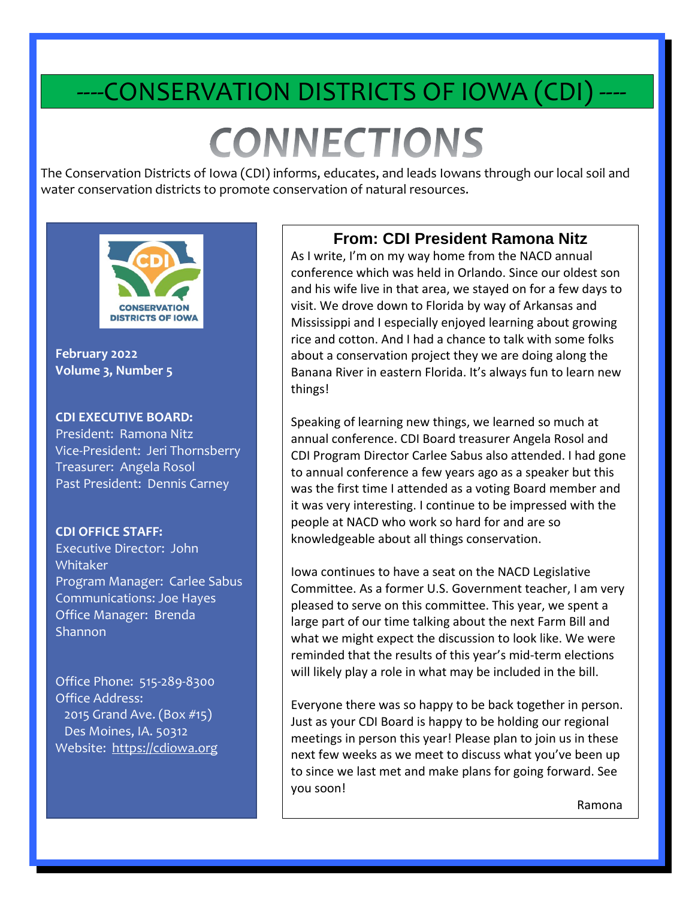# ----CONSERVATION DISTRICTS OF IOWA (CDI) ----

# CONNECTIONS

The Conservation Districts of Iowa (CDI) informs, educates, and leads Iowans through our local soil and water conservation districts to promote conservation of natural resources.

**February 2022**
**Volume 3, Number 5**

**CDI EXECUTIVE BOARD:**
President: Ramona Nitz
Vice-President: Jeri Thornsberry
Treasurer: Angela Rosol
Past President: Dennis Carney

**CDI OFFICE STAFF:**
Executive Director: John Whitaker
Program Manager: Carlee Sabus
Communications: Joe Hayes
Office Manager: Brenda Shannon

Office Phone: 515-289-8300
Office Address:
2015 Grand Ave. (Box #15)
Des Moines, IA. 50312
Website: https://cdiowa.org

## From: CDI President Ramona Nitz

As I write, I'm on my way home from the NACD annual conference which was held in Orlando. Since our oldest son and his wife live in that area, we stayed on for a few days to visit. We drove down to Florida by way of Arkansas and Mississippi and I especially enjoyed learning about growing rice and cotton. And I had a chance to talk with some folks about a conservation project they we are doing along the Banana River in eastern Florida. It's always fun to learn new things!

Speaking of learning new things, we learned so much at annual conference. CDI Board treasurer Angela Rosol and CDI Program Director Carlee Sabus also attended. I had gone to annual conference a few years ago as a speaker but this was the first time I attended as a voting Board member and it was very interesting. I continue to be impressed with the people at NACD who work so hard for and are so knowledgeable about all things conservation.

Iowa continues to have a seat on the NACD Legislative Committee. As a former U.S. Government teacher, I am very pleased to serve on this committee. This year, we spent a large part of our time talking about the next Farm Bill and what we might expect the discussion to look like. We were reminded that the results of this year's mid-term elections will likely play a role in what may be included in the bill.

Everyone there was so happy to be back together in person. Just as your CDI Board is happy to be holding our regional meetings in person this year! Please plan to join us in these next few weeks as we meet to discuss what you've been up to since we last met and make plans for going forward. See you soon!

Ramona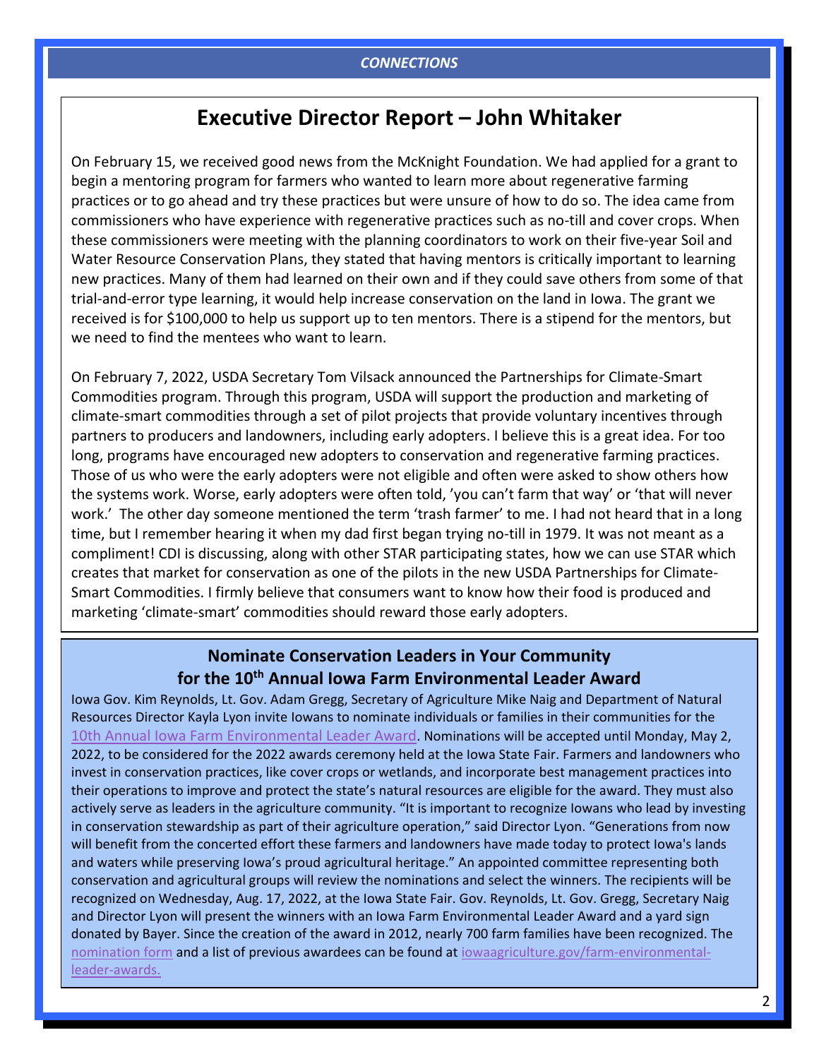## Executive Director Report – John Whitaker

On February 15, we received good news from the McKnight Foundation. We had applied for a grant to begin a mentoring program for farmers who wanted to learn more about regenerative farming practices or to go ahead and try these practices but were unsure of how to do so. The idea came from commissioners who have experience with regenerative practices such as no-till and cover crops. When these commissioners were meeting with the planning coordinators to work on their five-year Soil and Water Resource Conservation Plans, they stated that having mentors is critically important to learning new practices. Many of them had learned on their own and if they could save others from some of that trial-and-error type learning, it would help increase conservation on the land in Iowa. The grant we received is for $100,000 to help us support up to ten mentors. There is a stipend for the mentors, but we need to find the mentees who want to learn.

On February 7, 2022, USDA Secretary Tom Vilsack announced the Partnerships for Climate-Smart Commodities program. Through this program, USDA will support the production and marketing of climate-smart commodities through a set of pilot projects that provide voluntary incentives through partners to producers and landowners, including early adopters. I believe this is a great idea. For too long, programs have encouraged new adopters to conservation and regenerative farming practices. Those of us who were the early adopters were not eligible and often were asked to show others how the systems work. Worse, early adopters were often told, 'you can't farm that way' or 'that will never work.' The other day someone mentioned the term 'trash farmer' to me. I had not heard that in a long time, but I remember hearing it when my dad first began trying no-till in 1979. It was not meant as a compliment! CDI is discussing, along with other STAR participating states, how we can use STAR which creates that market for conservation as one of the pilots in the new USDA Partnerships for Climate-Smart Commodities. I firmly believe that consumers want to know how their food is produced and marketing 'climate-smart' commodities should reward those early adopters.

### Nominate Conservation Leaders in Your Community for the 10th Annual Iowa Farm Environmental Leader Award

Iowa Gov. Kim Reynolds, Lt. Gov. Adam Gregg, Secretary of Agriculture Mike Naig and Department of Natural Resources Director Kayla Lyon invite Iowans to nominate individuals or families in their communities for the 10th Annual Iowa Farm Environmental Leader Award. Nominations will be accepted until Monday, May 2, 2022, to be considered for the 2022 awards ceremony held at the Iowa State Fair. Farmers and landowners who invest in conservation practices, like cover crops or wetlands, and incorporate best management practices into their operations to improve and protect the state's natural resources are eligible for the award. They must also actively serve as leaders in the agriculture community. "It is important to recognize Iowans who lead by investing in conservation stewardship as part of their agriculture operation," said Director Lyon. "Generations from now will benefit from the concerted effort these farmers and landowners have made today to protect Iowa's lands and waters while preserving Iowa's proud agricultural heritage." An appointed committee representing both conservation and agricultural groups will review the nominations and select the winners. The recipients will be recognized on Wednesday, Aug. 17, 2022, at the Iowa State Fair. Gov. Reynolds, Lt. Gov. Gregg, Secretary Naig and Director Lyon will present the winners with an Iowa Farm Environmental Leader Award and a yard sign donated by Bayer. Since the creation of the award in 2012, nearly 700 farm families have been recognized. The nomination form and a list of previous awardees can be found at iowaagriculture.gov/farm-environmental-leader-awards.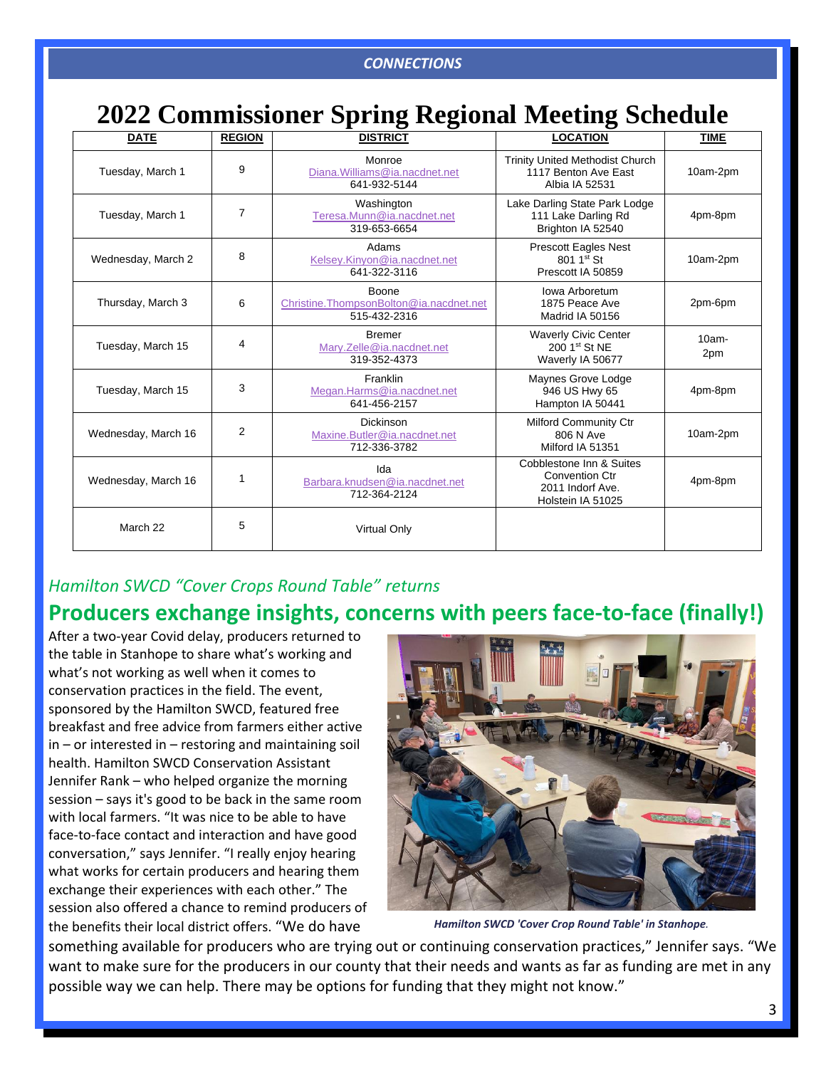# 2022 Commissioner Spring Regional Meeting Schedule

| DATE | REGION | DISTRICT | LOCATION | TIME |
|---|---|---|---|---|
| Tuesday, March 1 | 9 | Monroe<br>Diana.Williams@ia.nacdnet.net<br>641-932-5144 | Trinity United Methodist Church<br>1117 Benton Ave East<br>Albia IA 52531 | 10am-2pm |
| Tuesday, March 1 | 7 | Washington<br>Teresa.Munn@ia.nacdnet.net<br>319-653-6654 | Lake Darling State Park Lodge<br>111 Lake Darling Rd<br>Brighton IA 52540 | 4pm-8pm |
| Wednesday, March 2 | 8 | Adams<br>Kelsey.Kinyon@ia.nacdnet.net<br>641-322-3116 | Prescott Eagles Nest<br>801 1st St<br>Prescott IA 50859 | 10am-2pm |
| Thursday, March 3 | 6 | Boone<br>Christine.ThompsonBolton@ia.nacdnet.net<br>515-432-2316 | Iowa Arboretum<br>1875 Peace Ave<br>Madrid IA 50156 | 2pm-6pm |
| Tuesday, March 15 | 4 | Bremer<br>Mary.Zelle@ia.nacdnet.net<br>319-352-4373 | Waverly Civic Center<br>200 1st St NE<br>Waverly IA 50677 | 10am-2pm |
| Tuesday, March 15 | 3 | Franklin<br>Megan.Harms@ia.nacdnet.net<br>641-456-2157 | Maynes Grove Lodge<br>946 US Hwy 65<br>Hampton IA 50441 | 4pm-8pm |
| Wednesday, March 16 | 2 | Dickinson<br>Maxine.Butler@ia.nacdnet.net<br>712-336-3782 | Milford Community Ctr<br>806 N Ave<br>Milford IA 51351 | 10am-2pm |
| Wednesday, March 16 | 1 | Ida<br>Barbara.knudsen@ia.nacdnet.net<br>712-364-2124 | Cobblestone Inn & Suites<br>Convention Ctr<br>2011 Indorf Ave.<br>Holstein IA 51025 | 4pm-8pm |
| March 22 | 5 | Virtual Only | | |

*Hamilton SWCD "Cover Crops Round Table" returns*

## Producers exchange insights, concerns with peers face-to-face (finally!)

After a two-year Covid delay, producers returned to the table in Stanhope to share what's working and what's not working as well when it comes to conservation practices in the field. The event, sponsored by the Hamilton SWCD, featured free breakfast and free advice from farmers either active in – or interested in – restoring and maintaining soil health. Hamilton SWCD Conservation Assistant Jennifer Rank – who helped organize the morning session – says it's good to be back in the same room with local farmers. "It was nice to be able to have face-to-face contact and interaction and have good conversation," says Jennifer. "I really enjoy hearing what works for certain producers and hearing them exchange their experiences with each other." The session also offered a chance to remind producers of the benefits their local district offers. "We do have something available for producers who are trying out or continuing conservation practices," Jennifer says. "We want to make sure for the producers in our county that their needs and wants as far as funding are met in any possible way we can help. There may be options for funding that they might not know."

*Hamilton SWCD 'Cover Crop Round Table' in Stanhope.*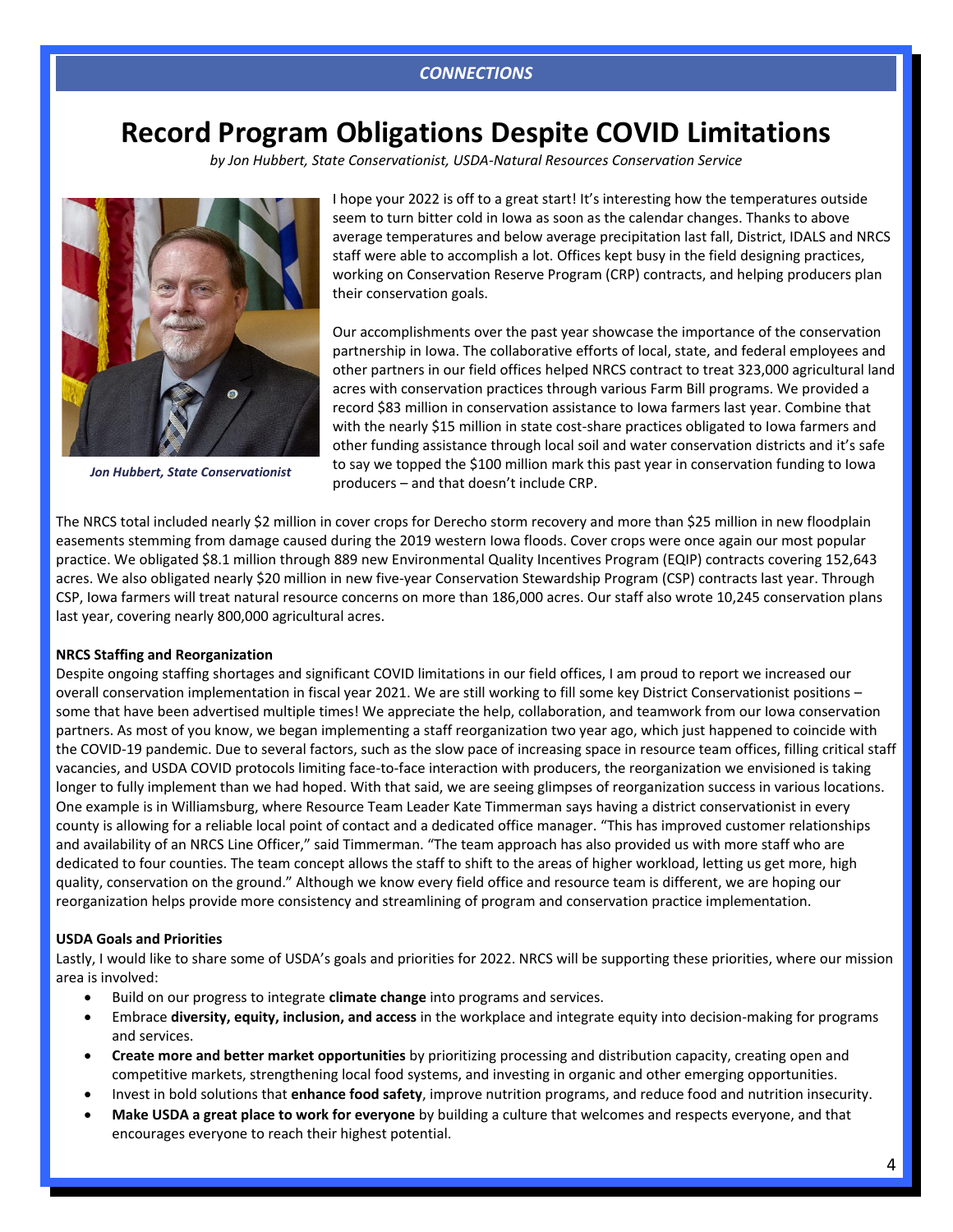# Record Program Obligations Despite COVID Limitations

*by Jon Hubbert, State Conservationist, USDA-Natural Resources Conservation Service*

*Jon Hubbert, State Conservationist*

I hope your 2022 is off to a great start! It's interesting how the temperatures outside seem to turn bitter cold in Iowa as soon as the calendar changes. Thanks to above average temperatures and below average precipitation last fall, District, IDALS and NRCS staff were able to accomplish a lot. Offices kept busy in the field designing practices, working on Conservation Reserve Program (CRP) contracts, and helping producers plan their conservation goals.

Our accomplishments over the past year showcase the importance of the conservation partnership in Iowa. The collaborative efforts of local, state, and federal employees and other partners in our field offices helped NRCS contract to treat 323,000 agricultural land acres with conservation practices through various Farm Bill programs. We provided a record $83 million in conservation assistance to Iowa farmers last year. Combine that with the nearly $15 million in state cost-share practices obligated to Iowa farmers and other funding assistance through local soil and water conservation districts and it's safe to say we topped the $100 million mark this past year in conservation funding to Iowa producers – and that doesn't include CRP.

The NRCS total included nearly $2 million in cover crops for Derecho storm recovery and more than $25 million in new floodplain easements stemming from damage caused during the 2019 western Iowa floods. Cover crops were once again our most popular practice. We obligated $8.1 million through 889 new Environmental Quality Incentives Program (EQIP) contracts covering 152,643 acres. We also obligated nearly $20 million in new five-year Conservation Stewardship Program (CSP) contracts last year. Through CSP, Iowa farmers will treat natural resource concerns on more than 186,000 acres. Our staff also wrote 10,245 conservation plans last year, covering nearly 800,000 agricultural acres.

**NRCS Staffing and Reorganization**

Despite ongoing staffing shortages and significant COVID limitations in our field offices, I am proud to report we increased our overall conservation implementation in fiscal year 2021. We are still working to fill some key District Conservationist positions – some that have been advertised multiple times! We appreciate the help, collaboration, and teamwork from our Iowa conservation partners. As most of you know, we began implementing a staff reorganization two year ago, which just happened to coincide with the COVID-19 pandemic. Due to several factors, such as the slow pace of increasing space in resource team offices, filling critical staff vacancies, and USDA COVID protocols limiting face-to-face interaction with producers, the reorganization we envisioned is taking longer to fully implement than we had hoped. With that said, we are seeing glimpses of reorganization success in various locations. One example is in Williamsburg, where Resource Team Leader Kate Timmerman says having a district conservationist in every county is allowing for a reliable local point of contact and a dedicated office manager. "This has improved customer relationships and availability of an NRCS Line Officer," said Timmerman. "The team approach has also provided us with more staff who are dedicated to four counties. The team concept allows the staff to shift to the areas of higher workload, letting us get more, high quality, conservation on the ground." Although we know every field office and resource team is different, we are hoping our reorganization helps provide more consistency and streamlining of program and conservation practice implementation.

**USDA Goals and Priorities**

Lastly, I would like to share some of USDA's goals and priorities for 2022. NRCS will be supporting these priorities, where our mission area is involved:

- Build on our progress to integrate **climate change** into programs and services.
- Embrace **diversity, equity, inclusion, and access** in the workplace and integrate equity into decision-making for programs and services.
- **Create more and better market opportunities** by prioritizing processing and distribution capacity, creating open and competitive markets, strengthening local food systems, and investing in organic and other emerging opportunities.
- Invest in bold solutions that **enhance food safety**, improve nutrition programs, and reduce food and nutrition insecurity.
- **Make USDA a great place to work for everyone** by building a culture that welcomes and respects everyone, and that encourages everyone to reach their highest potential.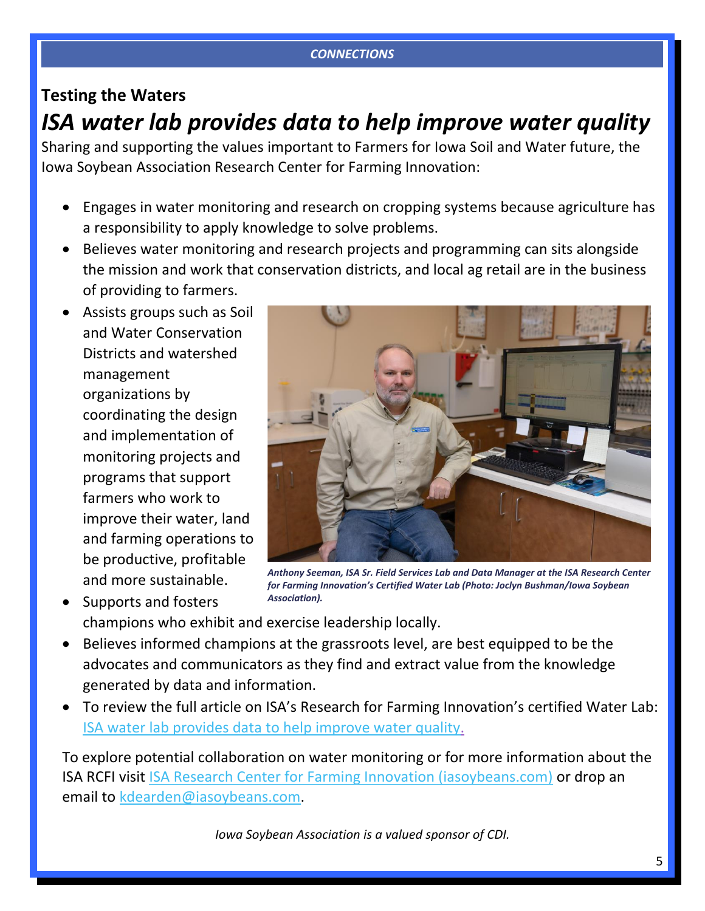*CONNECTIONS*

## Testing the Waters

# *ISA water lab provides data to help improve water quality*

Sharing and supporting the values important to Farmers for Iowa Soil and Water future, the Iowa Soybean Association Research Center for Farming Innovation:

- Engages in water monitoring and research on cropping systems because agriculture has a responsibility to apply knowledge to solve problems.
- Believes water monitoring and research projects and programming can sits alongside the mission and work that conservation districts, and local ag retail are in the business of providing to farmers.
- Assists groups such as Soil and Water Conservation Districts and watershed management organizations by coordinating the design and implementation of monitoring projects and programs that support farmers who work to improve their water, land and farming operations to be productive, profitable and more sustainable.
- Supports and fosters champions who exhibit and exercise leadership locally.
- Believes informed champions at the grassroots level, are best equipped to be the advocates and communicators as they find and extract value from the knowledge generated by data and information.
- To review the full article on ISA's Research for Farming Innovation's certified Water Lab: [ISA water lab provides data to help improve water quality.]

***Anthony Seeman, ISA Sr. Field Services Lab and Data Manager at the ISA Research Center for Farming Innovation's Certified Water Lab (Photo: Joclyn Bushman/Iowa Soybean Association).***

To explore potential collaboration on water monitoring or for more information about the ISA RCFI visit [ISA Research Center for Farming Innovation (iasoybeans.com)] or drop an email to kdearden@iasoybeans.com.

*Iowa Soybean Association is a valued sponsor of CDI.*